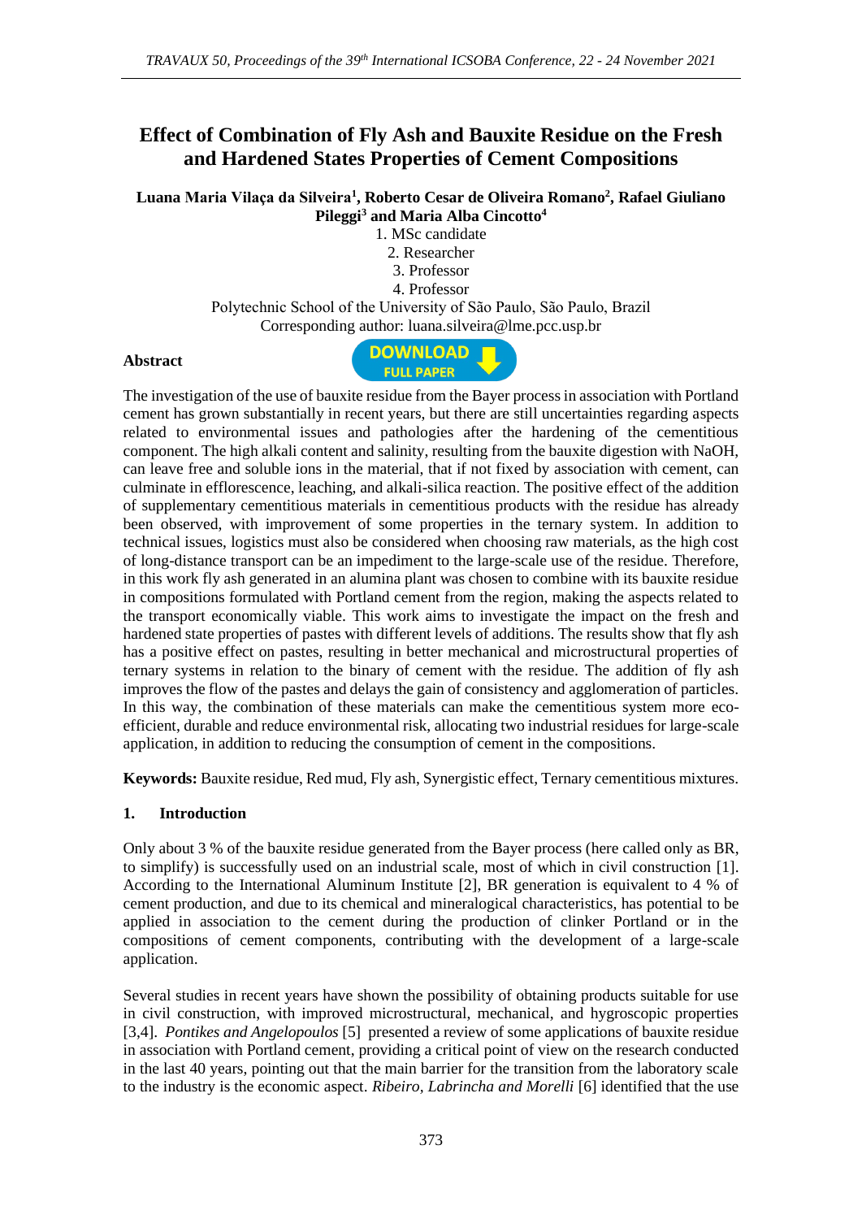# Effect of Combination of Fly Ash and Bauxite Residue on the Fresh and Hardened States Properties of Cement Compositions

**Luana Maria Vilaça da Silveira[1], Roberto Cesar de Oliveira Romano[2], Rafael Giuliano Pileggi[3] and Maria Alba Cincotto[4]**

1. MSc candidate
2. Researcher
3. Professor
4. Professor

Polytechnic School of the University of São Paulo, São Paulo, Brazil
Corresponding author: luana.silveira@lme.pcc.usp.br

**Abstract**

The investigation of the use of bauxite residue from the Bayer process in association with Portland cement has grown substantially in recent years, but there are still uncertainties regarding aspects related to environmental issues and pathologies after the hardening of the cementitious component. The high alkali content and salinity, resulting from the bauxite digestion with NaOH, can leave free and soluble ions in the material, that if not fixed by association with cement, can culminate in efflorescence, leaching, and alkali-silica reaction. The positive effect of the addition of supplementary cementitious materials in cementitious products with the residue has already been observed, with improvement of some properties in the ternary system. In addition to technical issues, logistics must also be considered when choosing raw materials, as the high cost of long-distance transport can be an impediment to the large-scale use of the residue. Therefore, in this work fly ash generated in an alumina plant was chosen to combine with its bauxite residue in compositions formulated with Portland cement from the region, making the aspects related to the transport economically viable. This work aims to investigate the impact on the fresh and hardened state properties of pastes with different levels of additions. The results show that fly ash has a positive effect on pastes, resulting in better mechanical and microstructural properties of ternary systems in relation to the binary of cement with the residue. The addition of fly ash improves the flow of the pastes and delays the gain of consistency and agglomeration of particles. In this way, the combination of these materials can make the cementitious system more eco-efficient, durable and reduce environmental risk, allocating two industrial residues for large-scale application, in addition to reducing the consumption of cement in the compositions.

**Keywords:** Bauxite residue, Red mud, Fly ash, Synergistic effect, Ternary cementitious mixtures.

## 1. Introduction

Only about 3 % of the bauxite residue generated from the Bayer process (here called only as BR, to simplify) is successfully used on an industrial scale, most of which in civil construction [1]. According to the International Aluminum Institute [2], BR generation is equivalent to 4 % of cement production, and due to its chemical and mineralogical characteristics, has potential to be applied in association to the cement during the production of clinker Portland or in the compositions of cement components, contributing with the development of a large-scale application.

Several studies in recent years have shown the possibility of obtaining products suitable for use in civil construction, with improved microstructural, mechanical, and hygroscopic properties [3,4]. *Pontikes and Angelopoulos* [5] presented a review of some applications of bauxite residue in association with Portland cement, providing a critical point of view on the research conducted in the last 40 years, pointing out that the main barrier for the transition from the laboratory scale to the industry is the economic aspect. *Ribeiro, Labrincha and Morelli* [6] identified that the use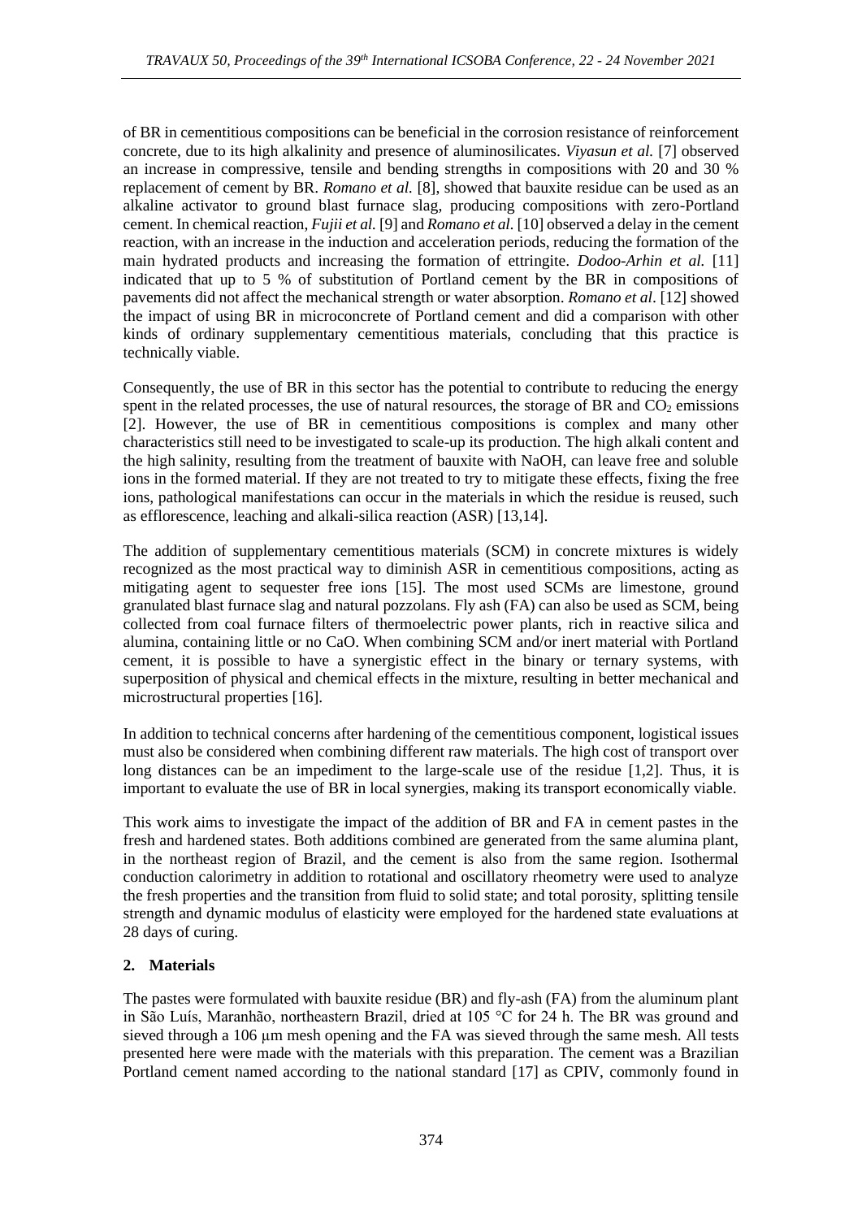of BR in cementitious compositions can be beneficial in the corrosion resistance of reinforcement concrete, due to its high alkalinity and presence of aluminosilicates. *Viyasun et al.* [7] observed an increase in compressive, tensile and bending strengths in compositions with 20 and 30 % replacement of cement by BR. *Romano et al.* [8], showed that bauxite residue can be used as an alkaline activator to ground blast furnace slag, producing compositions with zero-Portland cement. In chemical reaction, *Fujii et al.* [9] and *Romano et al.* [10] observed a delay in the cement reaction, with an increase in the induction and acceleration periods, reducing the formation of the main hydrated products and increasing the formation of ettringite. *Dodoo-Arhin et al.* [11] indicated that up to 5 % of substitution of Portland cement by the BR in compositions of pavements did not affect the mechanical strength or water absorption. *Romano et al*. [12] showed the impact of using BR in microconcrete of Portland cement and did a comparison with other kinds of ordinary supplementary cementitious materials, concluding that this practice is technically viable.

Consequently, the use of BR in this sector has the potential to contribute to reducing the energy spent in the related processes, the use of natural resources, the storage of BR and $CO_2$ emissions [2]. However, the use of BR in cementitious compositions is complex and many other characteristics still need to be investigated to scale-up its production. The high alkali content and the high salinity, resulting from the treatment of bauxite with NaOH, can leave free and soluble ions in the formed material. If they are not treated to try to mitigate these effects, fixing the free ions, pathological manifestations can occur in the materials in which the residue is reused, such as efflorescence, leaching and alkali-silica reaction (ASR) [13,14].

The addition of supplementary cementitious materials (SCM) in concrete mixtures is widely recognized as the most practical way to diminish ASR in cementitious compositions, acting as mitigating agent to sequester free ions [15]. The most used SCMs are limestone, ground granulated blast furnace slag and natural pozzolans. Fly ash (FA) can also be used as SCM, being collected from coal furnace filters of thermoelectric power plants, rich in reactive silica and alumina, containing little or no CaO. When combining SCM and/or inert material with Portland cement, it is possible to have a synergistic effect in the binary or ternary systems, with superposition of physical and chemical effects in the mixture, resulting in better mechanical and microstructural properties [16].

In addition to technical concerns after hardening of the cementitious component, logistical issues must also be considered when combining different raw materials. The high cost of transport over long distances can be an impediment to the large-scale use of the residue [1,2]. Thus, it is important to evaluate the use of BR in local synergies, making its transport economically viable.

This work aims to investigate the impact of the addition of BR and FA in cement pastes in the fresh and hardened states. Both additions combined are generated from the same alumina plant, in the northeast region of Brazil, and the cement is also from the same region. Isothermal conduction calorimetry in addition to rotational and oscillatory rheometry were used to analyze the fresh properties and the transition from fluid to solid state; and total porosity, splitting tensile strength and dynamic modulus of elasticity were employed for the hardened state evaluations at 28 days of curing.

## 2. Materials

The pastes were formulated with bauxite residue (BR) and fly-ash (FA) from the aluminum plant in São Luís, Maranhão, northeastern Brazil, dried at 105 °C for 24 h. The BR was ground and sieved through a 106 μm mesh opening and the FA was sieved through the same mesh. All tests presented here were made with the materials with this preparation. The cement was a Brazilian Portland cement named according to the national standard [17] as CPIV, commonly found in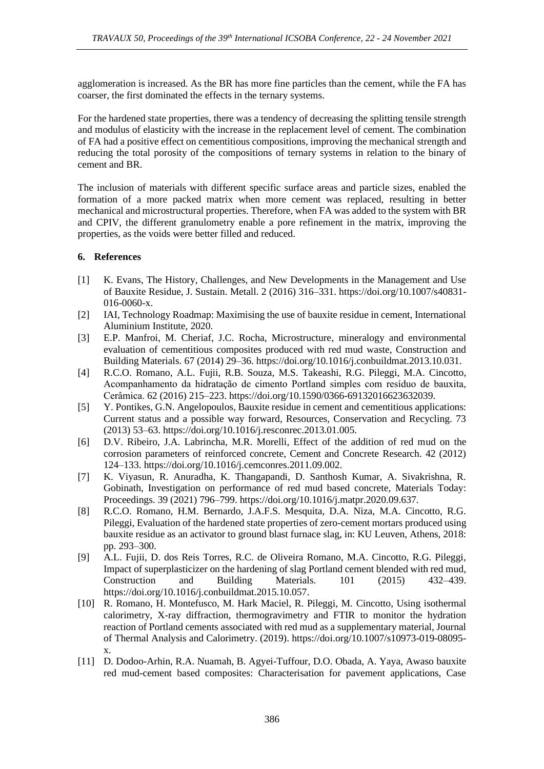agglomeration is increased. As the BR has more fine particles than the cement, while the FA has coarser, the first dominated the effects in the ternary systems.

For the hardened state properties, there was a tendency of decreasing the splitting tensile strength and modulus of elasticity with the increase in the replacement level of cement. The combination of FA had a positive effect on cementitious compositions, improving the mechanical strength and reducing the total porosity of the compositions of ternary systems in relation to the binary of cement and BR.

The inclusion of materials with different specific surface areas and particle sizes, enabled the formation of a more packed matrix when more cement was replaced, resulting in better mechanical and microstructural properties. Therefore, when FA was added to the system with BR and CPIV, the different granulometry enable a pore refinement in the matrix, improving the properties, as the voids were better filled and reduced.

## 6. References

[1] K. Evans, The History, Challenges, and New Developments in the Management and Use of Bauxite Residue, J. Sustain. Metall. 2 (2016) 316–331. https://doi.org/10.1007/s40831-016-0060-x.

[2] IAI, Technology Roadmap: Maximising the use of bauxite residue in cement, International Aluminium Institute, 2020.

[3] E.P. Manfroi, M. Cheriaf, J.C. Rocha, Microstructure, mineralogy and environmental evaluation of cementitious composites produced with red mud waste, Construction and Building Materials. 67 (2014) 29–36. https://doi.org/10.1016/j.conbuildmat.2013.10.031.

[4] R.C.O. Romano, A.L. Fujii, R.B. Souza, M.S. Takeashi, R.G. Pileggi, M.A. Cincotto, Acompanhamento da hidratação de cimento Portland simples com resíduo de bauxita, Cerâmica. 62 (2016) 215–223. https://doi.org/10.1590/0366-69132016623632039.

[5] Y. Pontikes, G.N. Angelopoulos, Bauxite residue in cement and cementitious applications: Current status and a possible way forward, Resources, Conservation and Recycling. 73 (2013) 53–63. https://doi.org/10.1016/j.resconrec.2013.01.005.

[6] D.V. Ribeiro, J.A. Labrincha, M.R. Morelli, Effect of the addition of red mud on the corrosion parameters of reinforced concrete, Cement and Concrete Research. 42 (2012) 124–133. https://doi.org/10.1016/j.cemconres.2011.09.002.

[7] K. Viyasun, R. Anuradha, K. Thangapandi, D. Santhosh Kumar, A. Sivakrishna, R. Gobinath, Investigation on performance of red mud based concrete, Materials Today: Proceedings. 39 (2021) 796–799. https://doi.org/10.1016/j.matpr.2020.09.637.

[8] R.C.O. Romano, H.M. Bernardo, J.A.F.S. Mesquita, D.A. Niza, M.A. Cincotto, R.G. Pileggi, Evaluation of the hardened state properties of zero-cement mortars produced using bauxite residue as an activator to ground blast furnace slag, in: KU Leuven, Athens, 2018: pp. 293–300.

[9] A.L. Fujii, D. dos Reis Torres, R.C. de Oliveira Romano, M.A. Cincotto, R.G. Pileggi, Impact of superplasticizer on the hardening of slag Portland cement blended with red mud, Construction and Building Materials. 101 (2015) 432–439. https://doi.org/10.1016/j.conbuildmat.2015.10.057.

[10] R. Romano, H. Montefusco, M. Hark Maciel, R. Pileggi, M. Cincotto, Using isothermal calorimetry, X-ray diffraction, thermogravimetry and FTIR to monitor the hydration reaction of Portland cements associated with red mud as a supplementary material, Journal of Thermal Analysis and Calorimetry. (2019). https://doi.org/10.1007/s10973-019-08095-x.

[11] D. Dodoo-Arhin, R.A. Nuamah, B. Agyei-Tuffour, D.O. Obada, A. Yaya, Awaso bauxite red mud-cement based composites: Characterisation for pavement applications, Case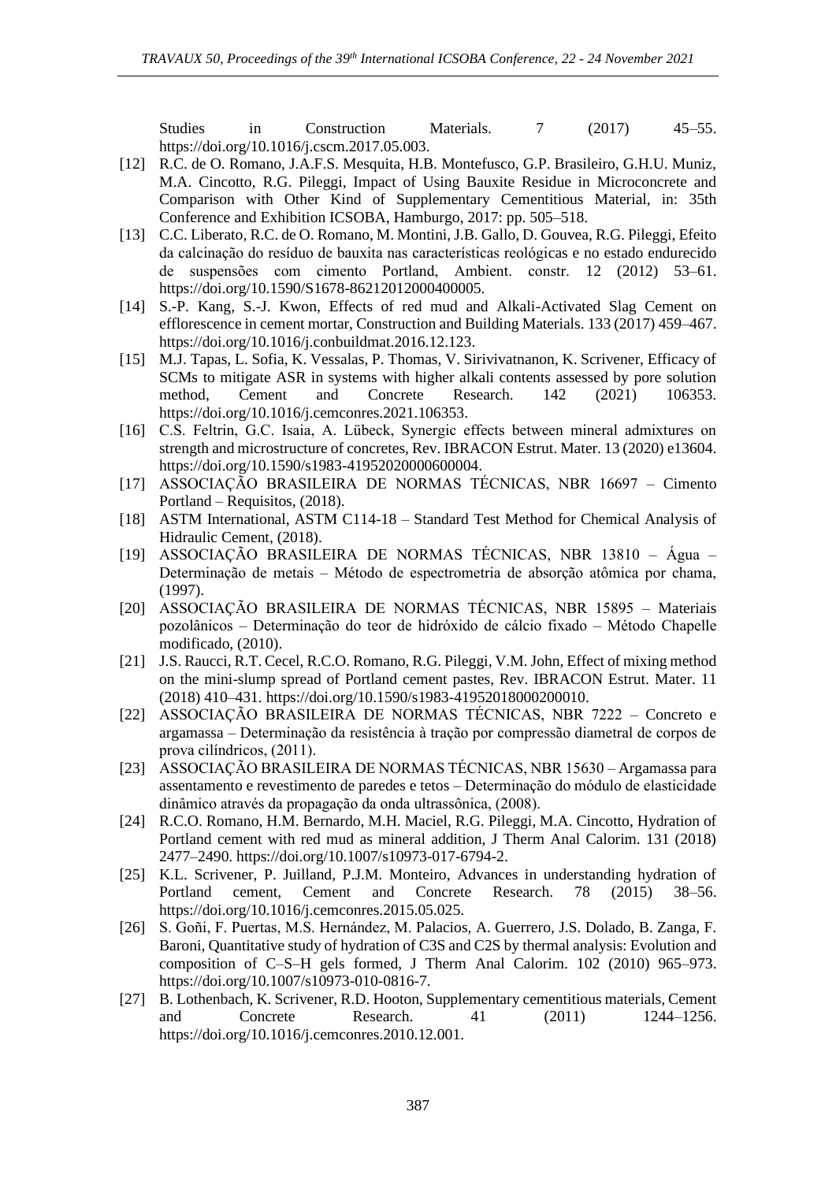Studies in Construction Materials. 7 (2017) 45–55. https://doi.org/10.1016/j.cscm.2017.05.003.

[12] R.C. de O. Romano, J.A.F.S. Mesquita, H.B. Montefusco, G.P. Brasileiro, G.H.U. Muniz, M.A. Cincotto, R.G. Pileggi, Impact of Using Bauxite Residue in Microconcrete and Comparison with Other Kind of Supplementary Cementitious Material, in: 35th Conference and Exhibition ICSOBA, Hamburgo, 2017: pp. 505–518.

[13] C.C. Liberato, R.C. de O. Romano, M. Montini, J.B. Gallo, D. Gouvea, R.G. Pileggi, Efeito da calcinação do resíduo de bauxita nas características reológicas e no estado endurecido de suspensões com cimento Portland, Ambient. constr. 12 (2012) 53–61. https://doi.org/10.1590/S1678-86212012000400005.

[14] S.-P. Kang, S.-J. Kwon, Effects of red mud and Alkali-Activated Slag Cement on efflorescence in cement mortar, Construction and Building Materials. 133 (2017) 459–467. https://doi.org/10.1016/j.conbuildmat.2016.12.123.

[15] M.J. Tapas, L. Sofia, K. Vessalas, P. Thomas, V. Sirivivatnanon, K. Scrivener, Efficacy of SCMs to mitigate ASR in systems with higher alkali contents assessed by pore solution method, Cement and Concrete Research. 142 (2021) 106353. https://doi.org/10.1016/j.cemconres.2021.106353.

[16] C.S. Feltrin, G.C. Isaia, A. Lübeck, Synergic effects between mineral admixtures on strength and microstructure of concretes, Rev. IBRACON Estrut. Mater. 13 (2020) e13604. https://doi.org/10.1590/s1983-41952020000600004.

[17] ASSOCIAÇÃO BRASILEIRA DE NORMAS TÉCNICAS, NBR 16697 – Cimento Portland – Requisitos, (2018).

[18] ASTM International, ASTM C114-18 – Standard Test Method for Chemical Analysis of Hidraulic Cement, (2018).

[19] ASSOCIAÇÃO BRASILEIRA DE NORMAS TÉCNICAS, NBR 13810 – Água – Determinação de metais – Método de espectrometria de absorção atômica por chama, (1997).

[20] ASSOCIAÇÃO BRASILEIRA DE NORMAS TÉCNICAS, NBR 15895 – Materiais pozolânicos – Determinação do teor de hidróxido de cálcio fixado – Método Chapelle modificado, (2010).

[21] J.S. Raucci, R.T. Cecel, R.C.O. Romano, R.G. Pileggi, V.M. John, Effect of mixing method on the mini-slump spread of Portland cement pastes, Rev. IBRACON Estrut. Mater. 11 (2018) 410–431. https://doi.org/10.1590/s1983-41952018000200010.

[22] ASSOCIAÇÃO BRASILEIRA DE NORMAS TÉCNICAS, NBR 7222 – Concreto e argamassa – Determinação da resistência à tração por compressão diametral de corpos de prova cilíndricos, (2011).

[23] ASSOCIAÇÃO BRASILEIRA DE NORMAS TÉCNICAS, NBR 15630 – Argamassa para assentamento e revestimento de paredes e tetos – Determinação do módulo de elasticidade dinâmico através da propagação da onda ultrassônica, (2008).

[24] R.C.O. Romano, H.M. Bernardo, M.H. Maciel, R.G. Pileggi, M.A. Cincotto, Hydration of Portland cement with red mud as mineral addition, J Therm Anal Calorim. 131 (2018) 2477–2490. https://doi.org/10.1007/s10973-017-6794-2.

[25] K.L. Scrivener, P. Juilland, P.J.M. Monteiro, Advances in understanding hydration of Portland cement, Cement and Concrete Research. 78 (2015) 38–56. https://doi.org/10.1016/j.cemconres.2015.05.025.

[26] S. Goñi, F. Puertas, M.S. Hernández, M. Palacios, A. Guerrero, J.S. Dolado, B. Zanga, F. Baroni, Quantitative study of hydration of C3S and C2S by thermal analysis: Evolution and composition of C–S–H gels formed, J Therm Anal Calorim. 102 (2010) 965–973. https://doi.org/10.1007/s10973-010-0816-7.

[27] B. Lothenbach, K. Scrivener, R.D. Hooton, Supplementary cementitious materials, Cement and Concrete Research. 41 (2011) 1244–1256. https://doi.org/10.1016/j.cemconres.2010.12.001.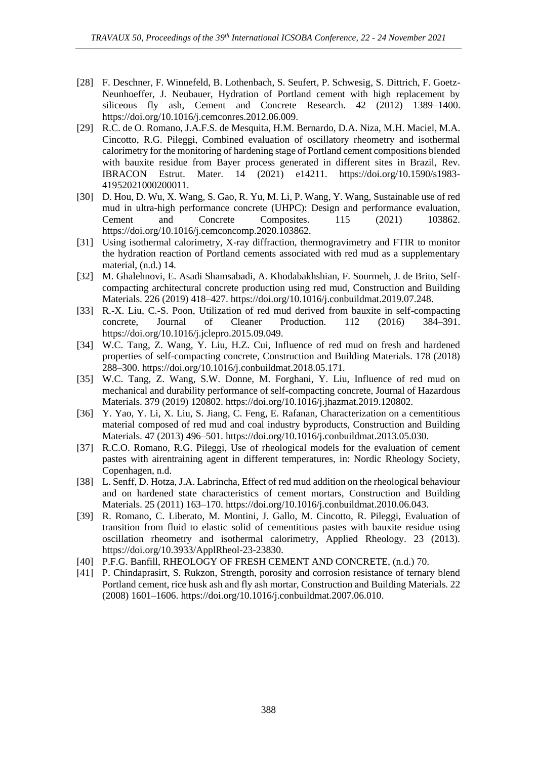[28] F. Deschner, F. Winnefeld, B. Lothenbach, S. Seufert, P. Schwesig, S. Dittrich, F. Goetz-Neunhoeffer, J. Neubauer, Hydration of Portland cement with high replacement by siliceous fly ash, Cement and Concrete Research. 42 (2012) 1389–1400. https://doi.org/10.1016/j.cemconres.2012.06.009.

[29] R.C. de O. Romano, J.A.F.S. de Mesquita, H.M. Bernardo, D.A. Niza, M.H. Maciel, M.A. Cincotto, R.G. Pileggi, Combined evaluation of oscillatory rheometry and isothermal calorimetry for the monitoring of hardening stage of Portland cement compositions blended with bauxite residue from Bayer process generated in different sites in Brazil, Rev. IBRACON Estrut. Mater. 14 (2021) e14211. https://doi.org/10.1590/s1983-41952021000200011.

[30] D. Hou, D. Wu, X. Wang, S. Gao, R. Yu, M. Li, P. Wang, Y. Wang, Sustainable use of red mud in ultra-high performance concrete (UHPC): Design and performance evaluation, Cement and Concrete Composites. 115 (2021) 103862. https://doi.org/10.1016/j.cemconcomp.2020.103862.

[31] Using isothermal calorimetry, X-ray diffraction, thermogravimetry and FTIR to monitor the hydration reaction of Portland cements associated with red mud as a supplementary material, (n.d.) 14.

[32] M. Ghalehnovi, E. Asadi Shamsabadi, A. Khodabakhshian, F. Sourmeh, J. de Brito, Self-compacting architectural concrete production using red mud, Construction and Building Materials. 226 (2019) 418–427. https://doi.org/10.1016/j.conbuildmat.2019.07.248.

[33] R.-X. Liu, C.-S. Poon, Utilization of red mud derived from bauxite in self-compacting concrete, Journal of Cleaner Production. 112 (2016) 384–391. https://doi.org/10.1016/j.jclepro.2015.09.049.

[34] W.C. Tang, Z. Wang, Y. Liu, H.Z. Cui, Influence of red mud on fresh and hardened properties of self-compacting concrete, Construction and Building Materials. 178 (2018) 288–300. https://doi.org/10.1016/j.conbuildmat.2018.05.171.

[35] W.C. Tang, Z. Wang, S.W. Donne, M. Forghani, Y. Liu, Influence of red mud on mechanical and durability performance of self-compacting concrete, Journal of Hazardous Materials. 379 (2019) 120802. https://doi.org/10.1016/j.jhazmat.2019.120802.

[36] Y. Yao, Y. Li, X. Liu, S. Jiang, C. Feng, E. Rafanan, Characterization on a cementitious material composed of red mud and coal industry byproducts, Construction and Building Materials. 47 (2013) 496–501. https://doi.org/10.1016/j.conbuildmat.2013.05.030.

[37] R.C.O. Romano, R.G. Pileggi, Use of rheological models for the evaluation of cement pastes with airentraining agent in different temperatures, in: Nordic Rheology Society, Copenhagen, n.d.

[38] L. Senff, D. Hotza, J.A. Labrincha, Effect of red mud addition on the rheological behaviour and on hardened state characteristics of cement mortars, Construction and Building Materials. 25 (2011) 163–170. https://doi.org/10.1016/j.conbuildmat.2010.06.043.

[39] R. Romano, C. Liberato, M. Montini, J. Gallo, M. Cincotto, R. Pileggi, Evaluation of transition from fluid to elastic solid of cementitious pastes with bauxite residue using oscillation rheometry and isothermal calorimetry, Applied Rheology. 23 (2013). https://doi.org/10.3933/ApplRheol-23-23830.

[40] P.F.G. Banfill, RHEOLOGY OF FRESH CEMENT AND CONCRETE, (n.d.) 70.

[41] P. Chindaprasirt, S. Rukzon, Strength, porosity and corrosion resistance of ternary blend Portland cement, rice husk ash and fly ash mortar, Construction and Building Materials. 22 (2008) 1601–1606. https://doi.org/10.1016/j.conbuildmat.2007.06.010.